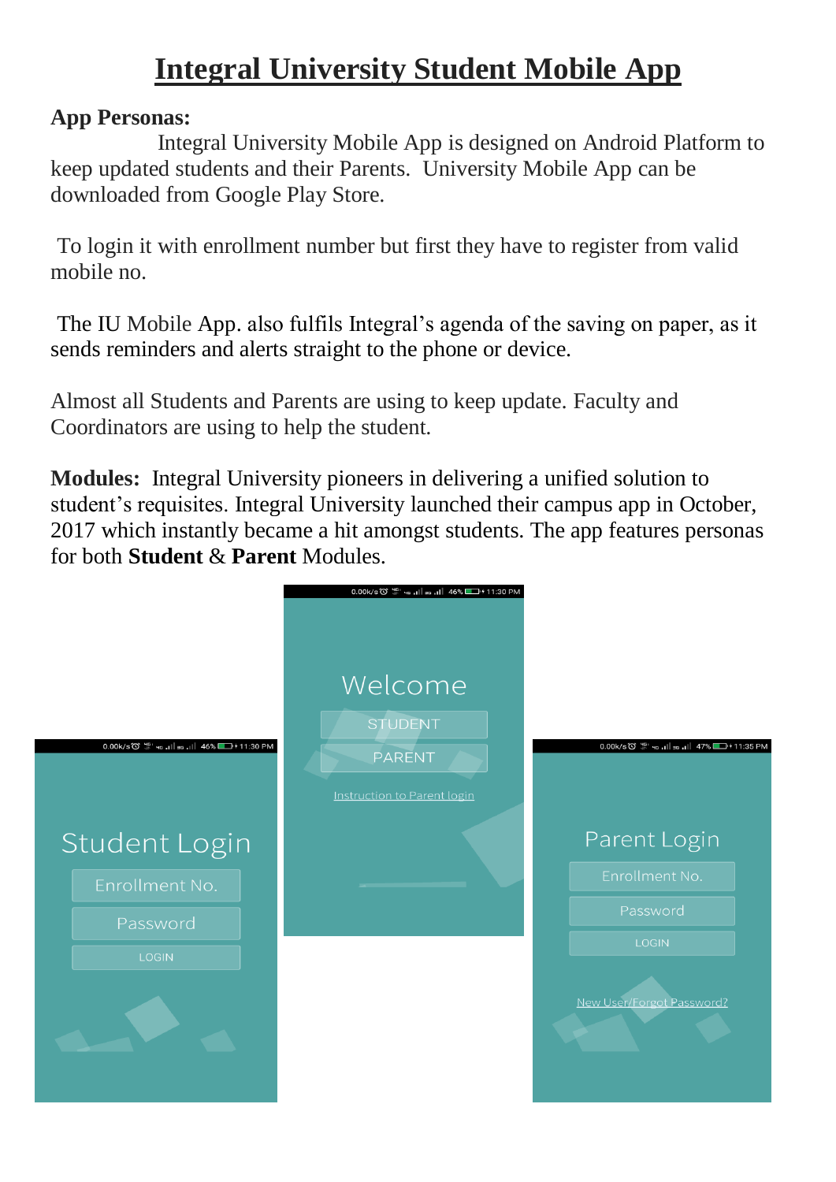# Integral University Student Mobile App

**App Personas:**

Integral University Mobile App is designed on Android Platform to keep updated students and their Parents. University Mobile App can be downloaded from Google Play Store.

To login it with enrollment number but first they have to register from valid mobile no.

The IU Mobile App. also fulfils Integral's agenda of the saving on paper, as it sends reminders and alerts straight to the phone or device.

Almost all Students and Parents are using to keep update. Faculty and Coordinators are using to help the student.

**Modules:** Integral University pioneers in delivering a unified solution to student's requisites. Integral University launched their campus app in October, 2017 which instantly became a hit amongst students. The app features personas for both **Student** & **Parent** Modules.

Welcome

STUDENT

PARENT

Instruction to Parent login

Student Login

Enrollment No.

Password

LOGIN

Parent Login

Enrollment No.

Password

LOGIN

New User/Forgot Password?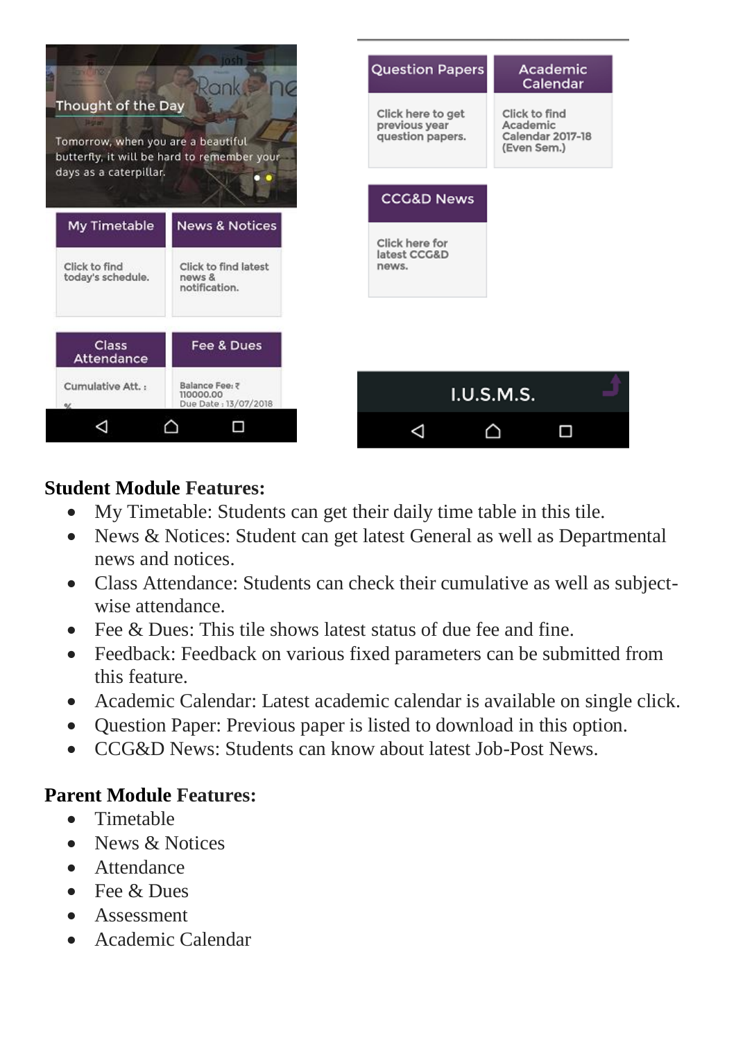**Student Module Features:**

- My Timetable: Students can get their daily time table in this tile.
- News & Notices: Student can get latest General as well as Departmental news and notices.
- Class Attendance: Students can check their cumulative as well as subject-wise attendance.
- Fee & Dues: This tile shows latest status of due fee and fine.
- Feedback: Feedback on various fixed parameters can be submitted from this feature.
- Academic Calendar: Latest academic calendar is available on single click.
- Question Paper: Previous paper is listed to download in this option.
- CCG&D News: Students can know about latest Job-Post News.

**Parent Module Features:**

- Timetable
- News & Notices
- Attendance
- Fee & Dues
- Assessment
- Academic Calendar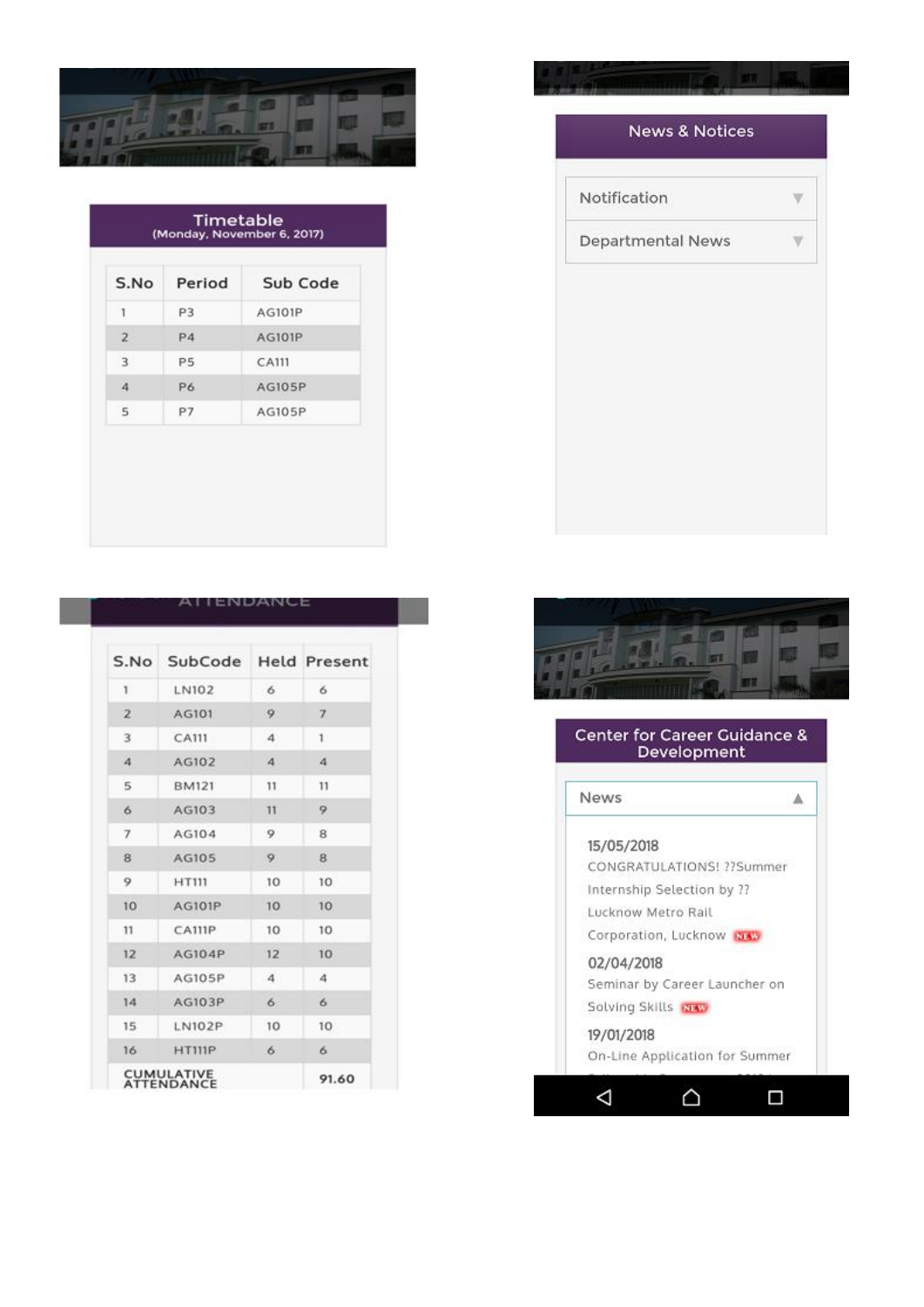## Timetable
(Monday, November 6, 2017)

| S.No | Period | Sub Code |
|---|---|---|
| 1 | P3 | AG101P |
| 2 | P4 | AG101P |
| 3 | P5 | CA111 |
| 4 | P6 | AG105P |
| 5 | P7 | AG105P |

## News & Notices

- Notification
- Departmental News

## ATTENDANCE

| S.No | SubCode | Held | Present |
|---|---|---|---|
| 1 | LN102 | 6 | 6 |
| 2 | AG101 | 9 | 7 |
| 3 | CA111 | 4 | 1 |
| 4 | AG102 | 4 | 4 |
| 5 | BM121 | 11 | 11 |
| 6 | AG103 | 11 | 9 |
| 7 | AG104 | 9 | 8 |
| 8 | AG105 | 9 | 8 |
| 9 | HT111 | 10 | 10 |
| 10 | AG101P | 10 | 10 |
| 11 | CA111P | 10 | 10 |
| 12 | AG104P | 12 | 10 |
| 13 | AG105P | 4 | 4 |
| 14 | AG103P | 6 | 6 |
| 15 | LN102P | 10 | 10 |
| 16 | HT111P | 6 | 6 |
| CUMULATIVE ATTENDANCE | | | 91.60 |

## Center for Career Guidance & Development

News

15/05/2018
CONGRATULATIONS! ??Summer Internship Selection by ?? Lucknow Metro Rail Corporation, Lucknow NEW

02/04/2018
Seminar by Career Launcher on Solving Skills NEW

19/01/2018
On-Line Application for Summer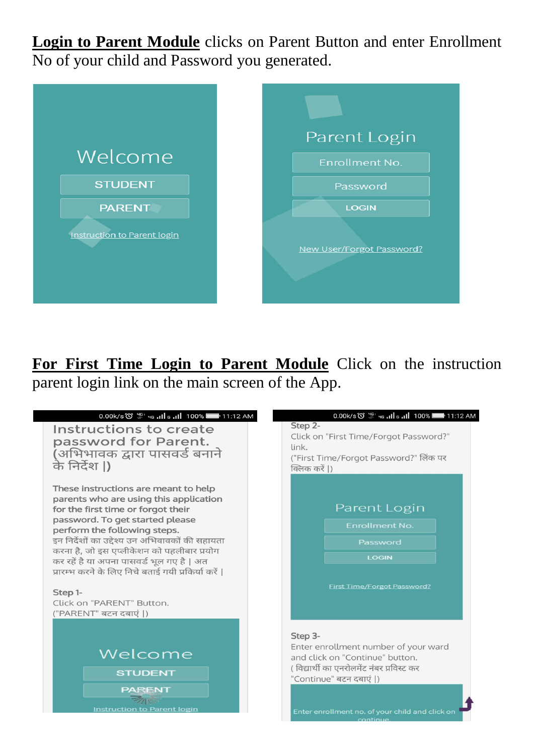**Login to Parent Module** clicks on Parent Button and enter Enrollment No of your child and Password you generated.

Welcome

STUDENT

PARENT

Instruction to Parent login

Parent Login

Enrollment No.

Password

LOGIN

New User/Forgot Password?

**For First Time Login to Parent Module** Click on the instruction parent login link on the main screen of the App.

Instructions to create password for Parent. (अभिभावक द्वारा पासवर्ड बनाने के निर्देश |)

These instructions are meant to help parents who are using this application for the first time or forgot their password. To get started please perform the following steps.
इन निर्देशों का उद्देश्य उन अभिवावकों की सहायता करना है, जो इस एप्लीकेशन को पहलीबार प्रयोग कर रहें है या अपना पासवर्ड भूल गए है | अत प्रारम्भ करने के लिए निचे बताई गयी प्रकिर्या करें |

Step 1-
Click on "PARENT" Button.
("PARENT" बटन दबाएं |)

Welcome

STUDENT

PARENT

Instruction to Parent login

Step 2-
Click on "First Time/Forgot Password?" link.
("First Time/Forgot Password?" लिंक पर क्लिक करें |)

Parent Login

Enrollment No.

Password

LOGIN

First Time/Forgot Password?

Step 3-
Enter enrollment number of your ward and click on "Continue" button.
( विद्यार्थी का एनरोलमेंट नंबर प्रविस्ट कर "Continue" बटन दबाएं |)

Enter enrollment no. of your child and click on continue.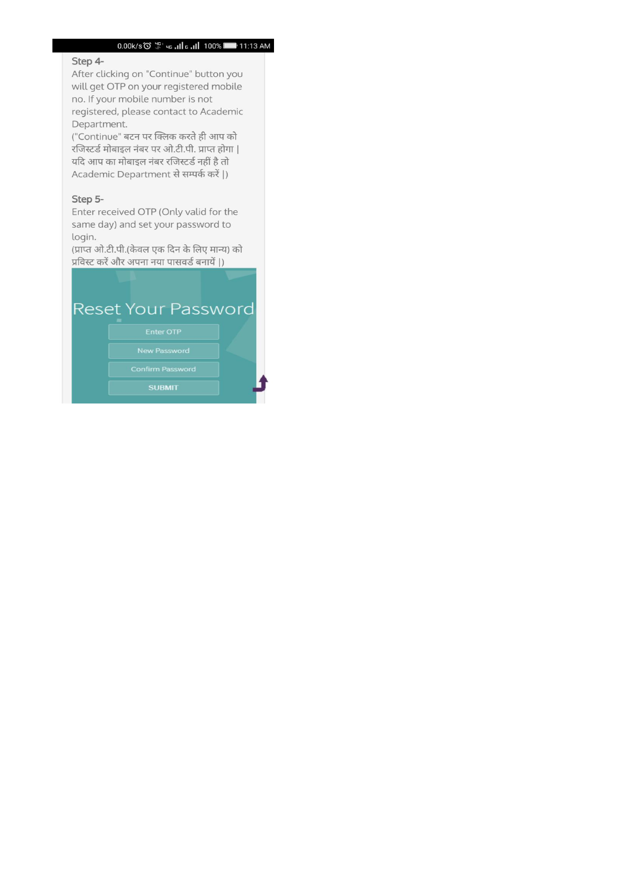Step 4-
After clicking on "Continue" button you will get OTP on your registered mobile no. If your mobile number is not registered, please contact to Academic Department.
("Continue" बटन पर क्लिक करते ही आप को रजिस्टर्ड मोबाइल नंबर पर ओ.टी.पी. प्राप्त होगा | यदि आप का मोबाइल नंबर रजिस्टर्ड नहीं है तो Academic Department से सम्पर्क करें |)

Step 5-
Enter received OTP (Only valid for the same day) and set your password to login.
(प्राप्त ओ.टी.पी.(केवल एक दिन के लिए मान्य) को प्रविस्ट करें और अपना नया पासवर्ड बनायें |)

Reset Your Password

Enter OTP

New Password

Confirm Password

SUBMIT